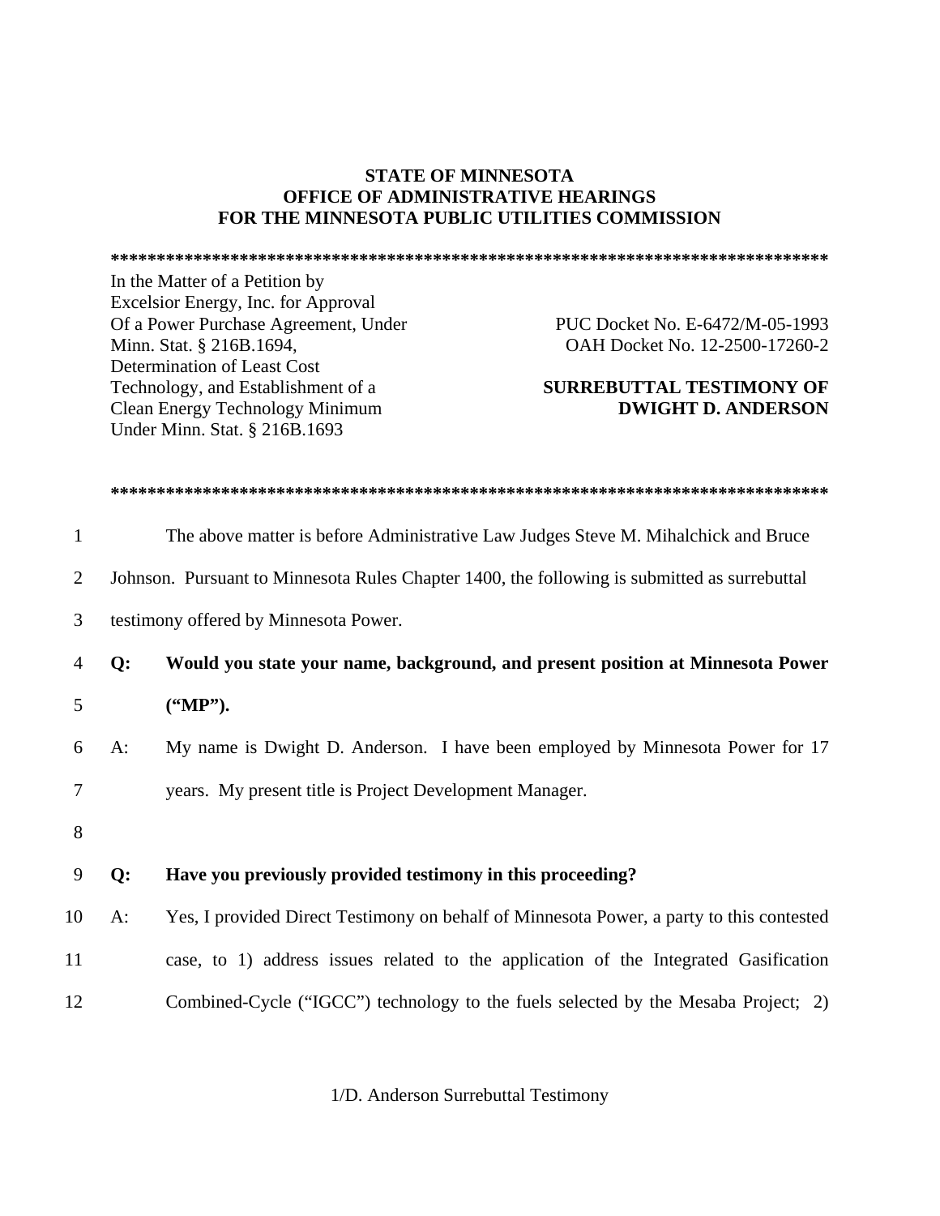**STATE OF MINNESOTA**
**OFFICE OF ADMINISTRATIVE HEARINGS**
**FOR THE MINNESOTA PUBLIC UTILITIES COMMISSION**

**********************************************************************************

| | |
|---|---|
| In the Matter of a Petition by Excelsior Energy, Inc. for Approval Of a Power Purchase Agreement, Under Minn. Stat. § 216B.1694, Determination of Least Cost Technology, and Establishment of a Clean Energy Technology Minimum Under Minn. Stat. § 216B.1693 | PUC Docket No. E-6472/M-05-1993<br>OAH Docket No. 12-2500-17260-2<br><br>**SURREBUTTAL TESTIMONY OF DWIGHT D. ANDERSON** |

**********************************************************************************

The above matter is before Administrative Law Judges Steve M. Mihalchick and Bruce Johnson. Pursuant to Minnesota Rules Chapter 1400, the following is submitted as surrebuttal testimony offered by Minnesota Power.

**Q: Would you state your name, background, and present position at Minnesota Power ("MP").**

A: My name is Dwight D. Anderson. I have been employed by Minnesota Power for 17 years. My present title is Project Development Manager.

**Q: Have you previously provided testimony in this proceeding?**

A: Yes, I provided Direct Testimony on behalf of Minnesota Power, a party to this contested case, to 1) address issues related to the application of the Integrated Gasification Combined-Cycle ("IGCC") technology to the fuels selected by the Mesaba Project; 2)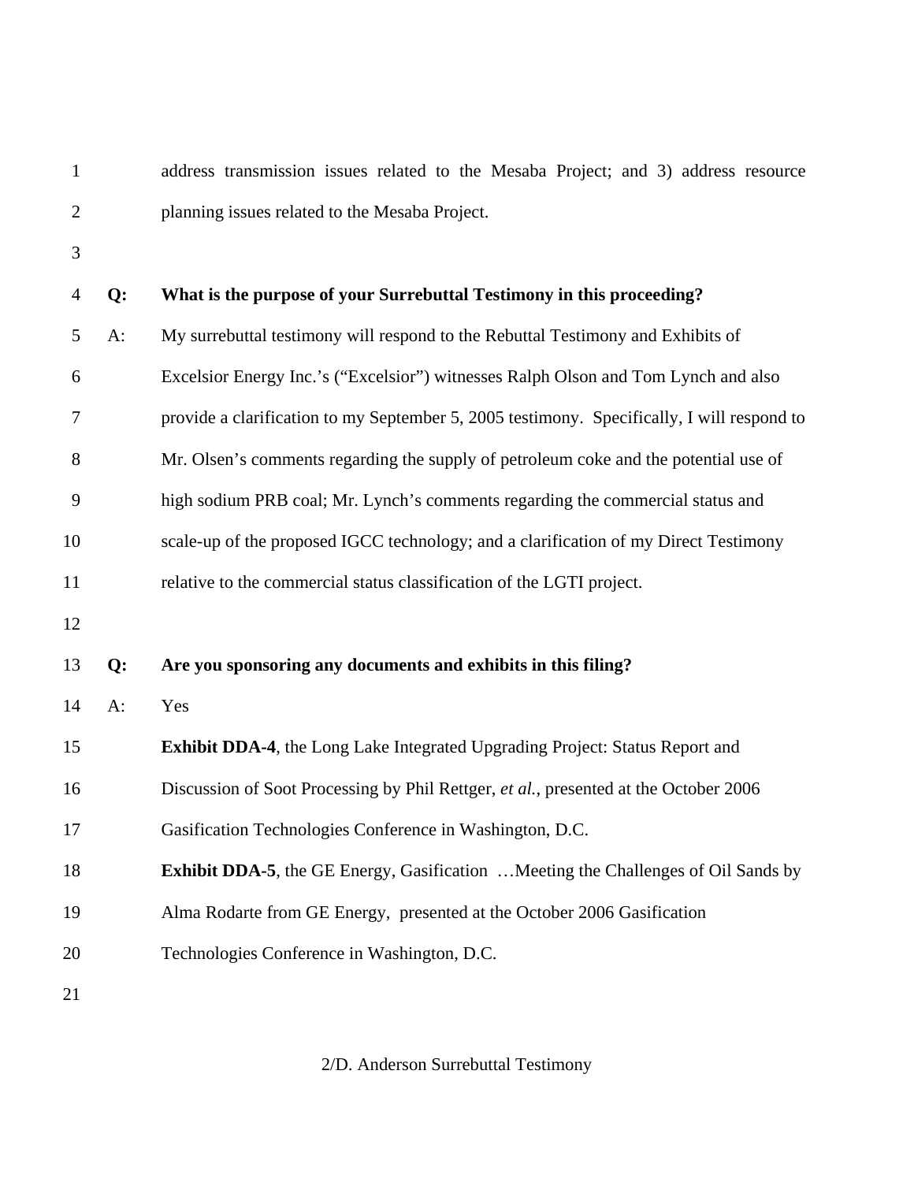address transmission issues related to the Mesaba Project; and 3) address resource planning issues related to the Mesaba Project.

**Q: What is the purpose of your Surrebuttal Testimony in this proceeding?**

A: My surrebuttal testimony will respond to the Rebuttal Testimony and Exhibits of Excelsior Energy Inc.'s ("Excelsior") witnesses Ralph Olson and Tom Lynch and also provide a clarification to my September 5, 2005 testimony. Specifically, I will respond to Mr. Olsen's comments regarding the supply of petroleum coke and the potential use of high sodium PRB coal; Mr. Lynch's comments regarding the commercial status and scale-up of the proposed IGCC technology; and a clarification of my Direct Testimony relative to the commercial status classification of the LGTI project.

**Q: Are you sponsoring any documents and exhibits in this filing?**

A: Yes

**Exhibit DDA-4**, the Long Lake Integrated Upgrading Project: Status Report and Discussion of Soot Processing by Phil Rettger, *et al.*, presented at the October 2006 Gasification Technologies Conference in Washington, D.C.

**Exhibit DDA-5**, the GE Energy, Gasification …Meeting the Challenges of Oil Sands by Alma Rodarte from GE Energy, presented at the October 2006 Gasification Technologies Conference in Washington, D.C.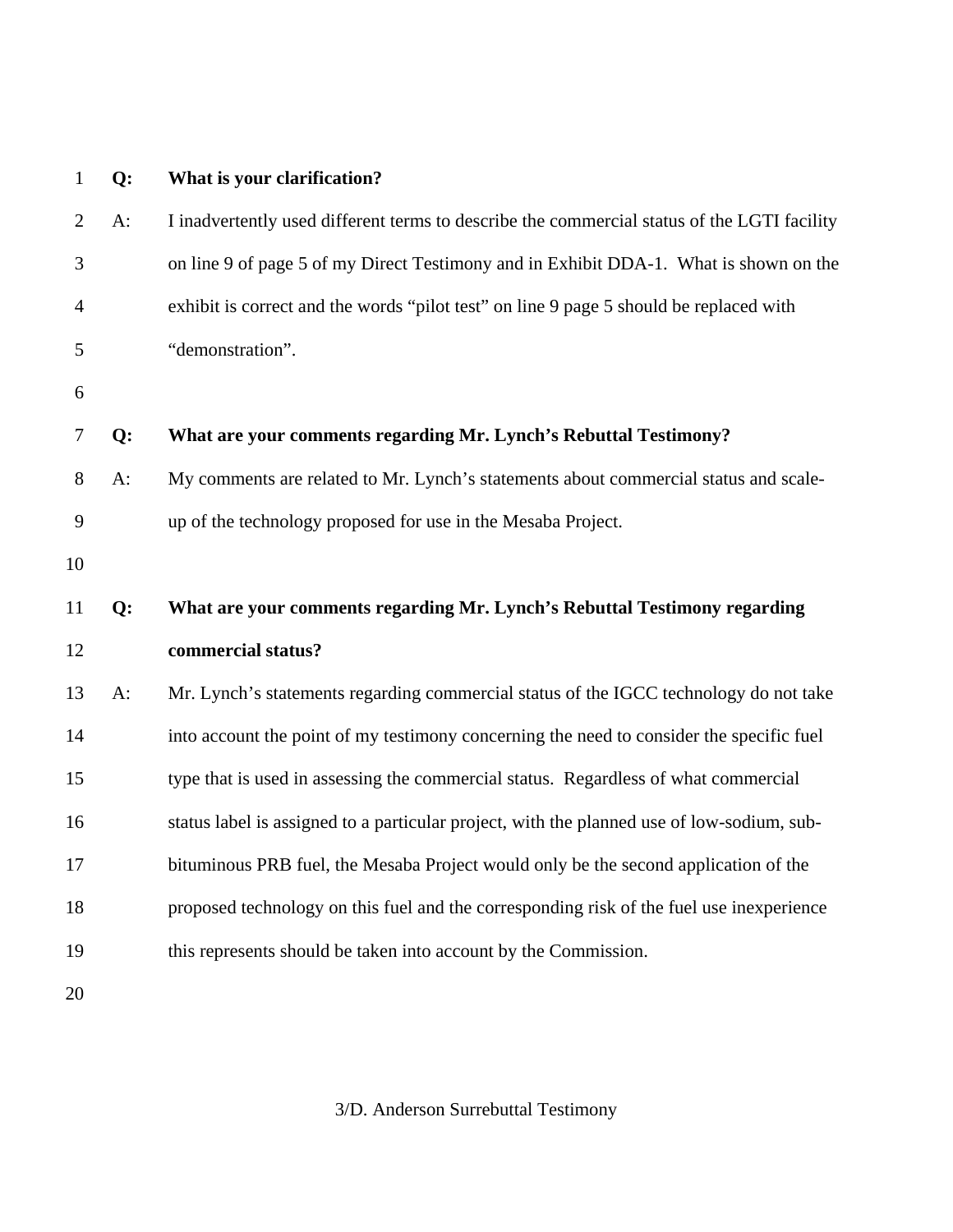**Q: What is your clarification?**

A: I inadvertently used different terms to describe the commercial status of the LGTI facility on line 9 of page 5 of my Direct Testimony and in Exhibit DDA-1. What is shown on the exhibit is correct and the words "pilot test" on line 9 page 5 should be replaced with "demonstration".

**Q: What are your comments regarding Mr. Lynch's Rebuttal Testimony?**

A: My comments are related to Mr. Lynch's statements about commercial status and scale-up of the technology proposed for use in the Mesaba Project.

**Q: What are your comments regarding Mr. Lynch's Rebuttal Testimony regarding commercial status?**

A: Mr. Lynch's statements regarding commercial status of the IGCC technology do not take into account the point of my testimony concerning the need to consider the specific fuel type that is used in assessing the commercial status. Regardless of what commercial status label is assigned to a particular project, with the planned use of low-sodium, sub-bituminous PRB fuel, the Mesaba Project would only be the second application of the proposed technology on this fuel and the corresponding risk of the fuel use inexperience this represents should be taken into account by the Commission.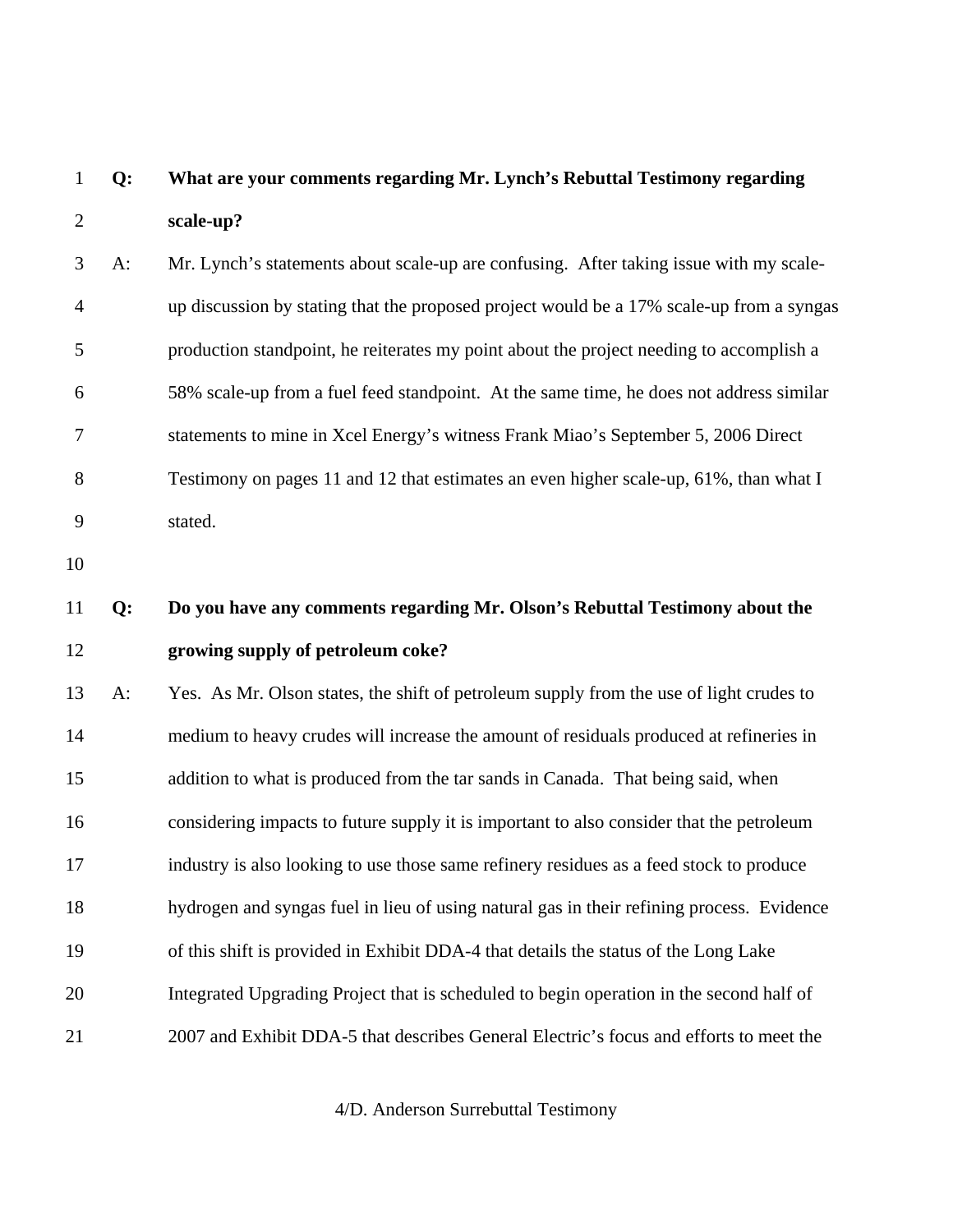**Q: What are your comments regarding Mr. Lynch's Rebuttal Testimony regarding scale-up?**

A: Mr. Lynch's statements about scale-up are confusing. After taking issue with my scale-up discussion by stating that the proposed project would be a 17% scale-up from a syngas production standpoint, he reiterates my point about the project needing to accomplish a 58% scale-up from a fuel feed standpoint. At the same time, he does not address similar statements to mine in Xcel Energy's witness Frank Miao's September 5, 2006 Direct Testimony on pages 11 and 12 that estimates an even higher scale-up, 61%, than what I stated.

**Q: Do you have any comments regarding Mr. Olson's Rebuttal Testimony about the growing supply of petroleum coke?**

A: Yes. As Mr. Olson states, the shift of petroleum supply from the use of light crudes to medium to heavy crudes will increase the amount of residuals produced at refineries in addition to what is produced from the tar sands in Canada. That being said, when considering impacts to future supply it is important to also consider that the petroleum industry is also looking to use those same refinery residues as a feed stock to produce hydrogen and syngas fuel in lieu of using natural gas in their refining process. Evidence of this shift is provided in Exhibit DDA-4 that details the status of the Long Lake Integrated Upgrading Project that is scheduled to begin operation in the second half of 2007 and Exhibit DDA-5 that describes General Electric's focus and efforts to meet the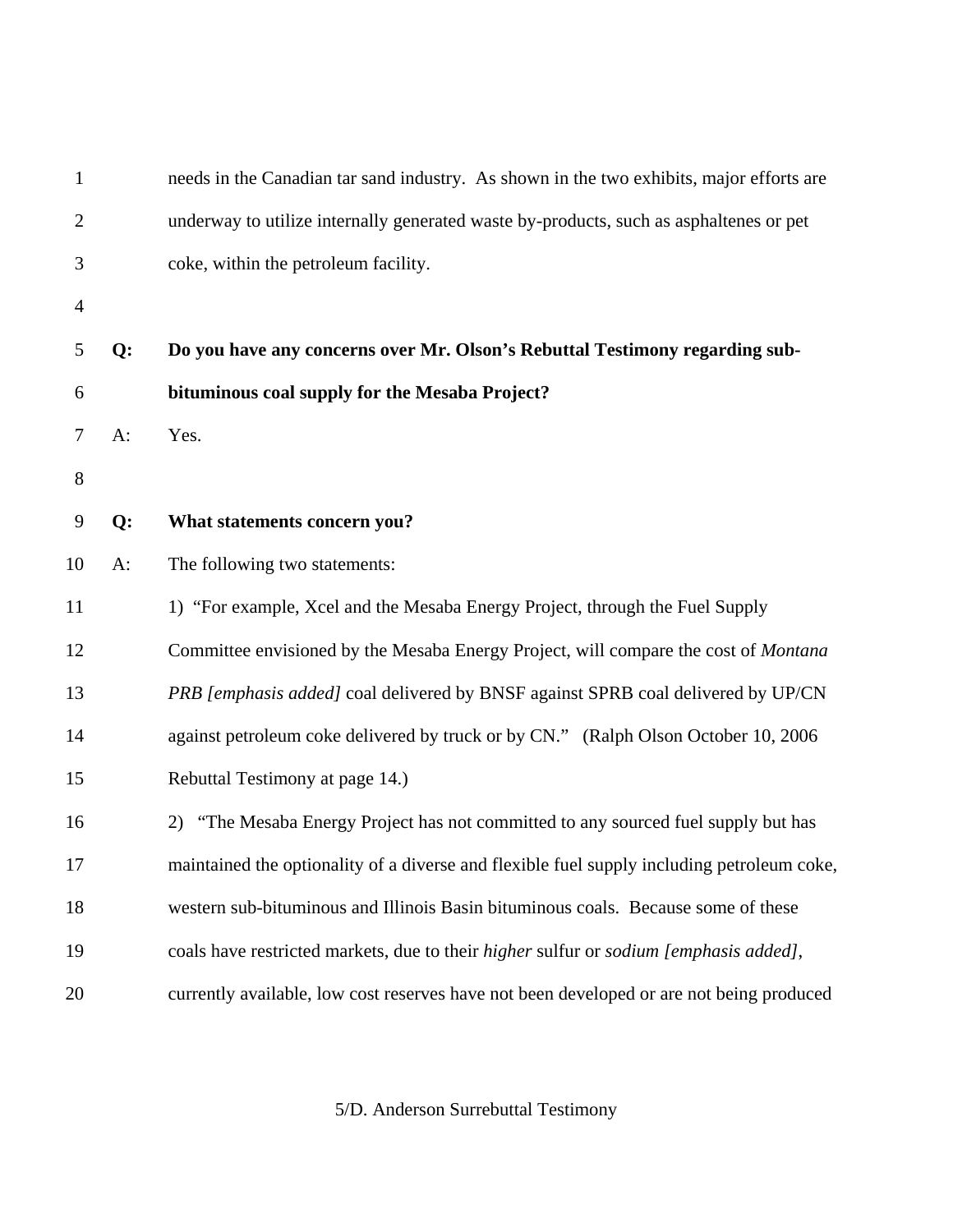needs in the Canadian tar sand industry. As shown in the two exhibits, major efforts are underway to utilize internally generated waste by-products, such as asphaltenes or pet coke, within the petroleum facility.

**Q: Do you have any concerns over Mr. Olson's Rebuttal Testimony regarding sub-bituminous coal supply for the Mesaba Project?**

A: Yes.

**Q: What statements concern you?**

A: The following two statements:

1) "For example, Xcel and the Mesaba Energy Project, through the Fuel Supply Committee envisioned by the Mesaba Energy Project, will compare the cost of *Montana PRB [emphasis added]* coal delivered by BNSF against SPRB coal delivered by UP/CN against petroleum coke delivered by truck or by CN." (Ralph Olson October 10, 2006 Rebuttal Testimony at page 14.)

2) "The Mesaba Energy Project has not committed to any sourced fuel supply but has maintained the optionality of a diverse and flexible fuel supply including petroleum coke, western sub-bituminous and Illinois Basin bituminous coals. Because some of these coals have restricted markets, due to their *higher* sulfur or *sodium [emphasis added]*, currently available, low cost reserves have not been developed or are not being produced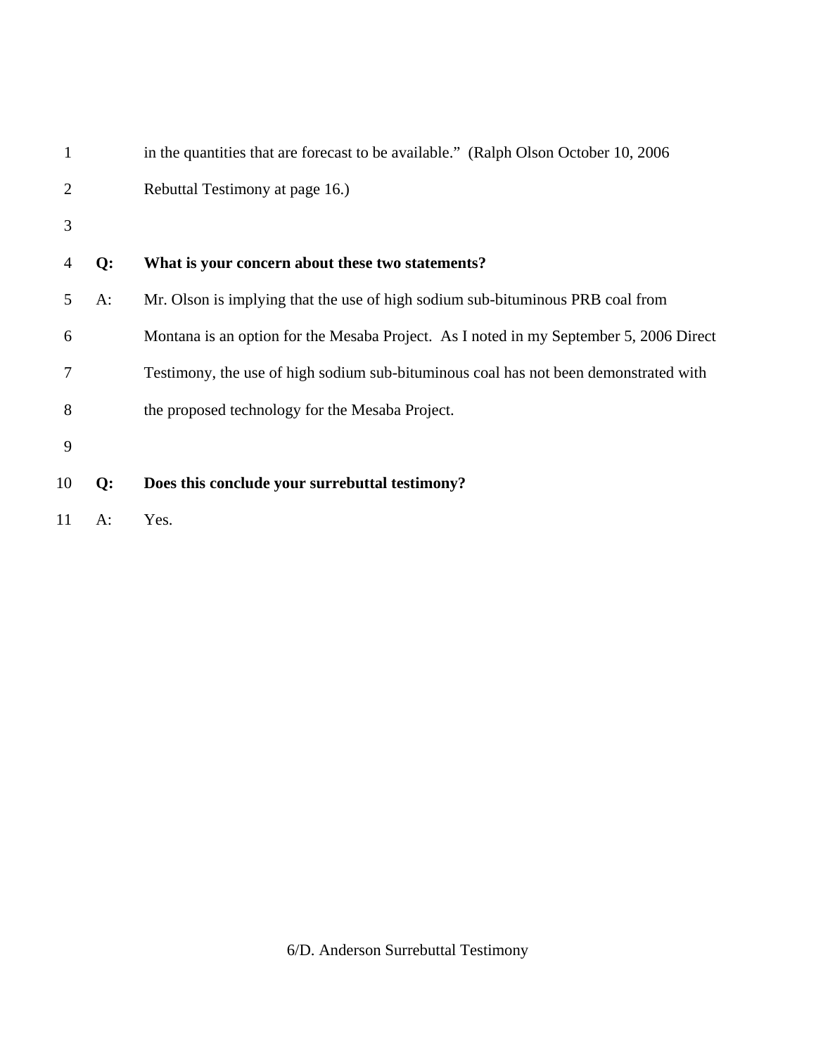in the quantities that are forecast to be available." (Ralph Olson October 10, 2006 Rebuttal Testimony at page 16.)

**Q: What is your concern about these two statements?**

A: Mr. Olson is implying that the use of high sodium sub-bituminous PRB coal from Montana is an option for the Mesaba Project. As I noted in my September 5, 2006 Direct Testimony, the use of high sodium sub-bituminous coal has not been demonstrated with the proposed technology for the Mesaba Project.

**Q: Does this conclude your surrebuttal testimony?**

A: Yes.